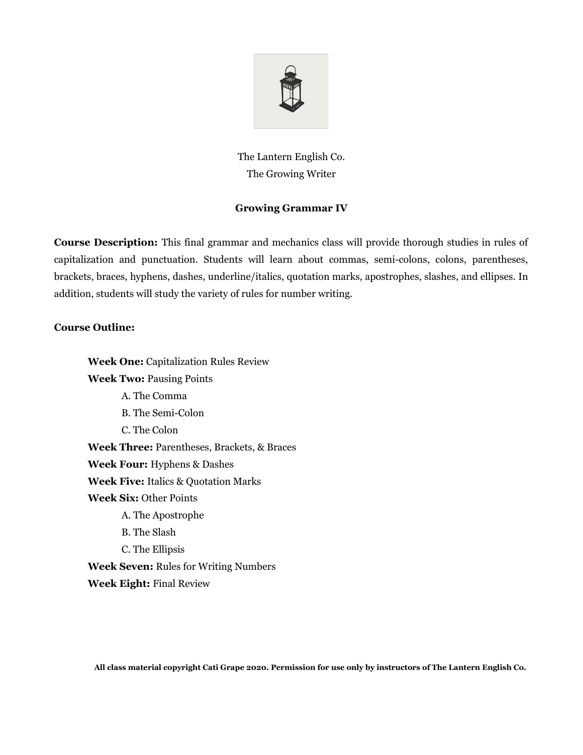The Lantern English Co.

The Growing Writer

# Growing Grammar IV

**Course Description:** This final grammar and mechanics class will provide thorough studies in rules of capitalization and punctuation. Students will learn about commas, semi-colons, colons, parentheses, brackets, braces, hyphens, dashes, underline/italics, quotation marks, apostrophes, slashes, and ellipses. In addition, students will study the variety of rules for number writing.

**Course Outline:**

**Week One:** Capitalization Rules Review

**Week Two:** Pausing Points

- A. The Comma
- B. The Semi-Colon
- C. The Colon

**Week Three:** Parentheses, Brackets, & Braces

**Week Four:** Hyphens & Dashes

**Week Five:** Italics & Quotation Marks

**Week Six:** Other Points

- A. The Apostrophe
- B. The Slash
- C. The Ellipsis

**Week Seven:** Rules for Writing Numbers

**Week Eight:** Final Review

**All class material copyright Cati Grape 2020. Permission for use only by instructors of The Lantern English Co.**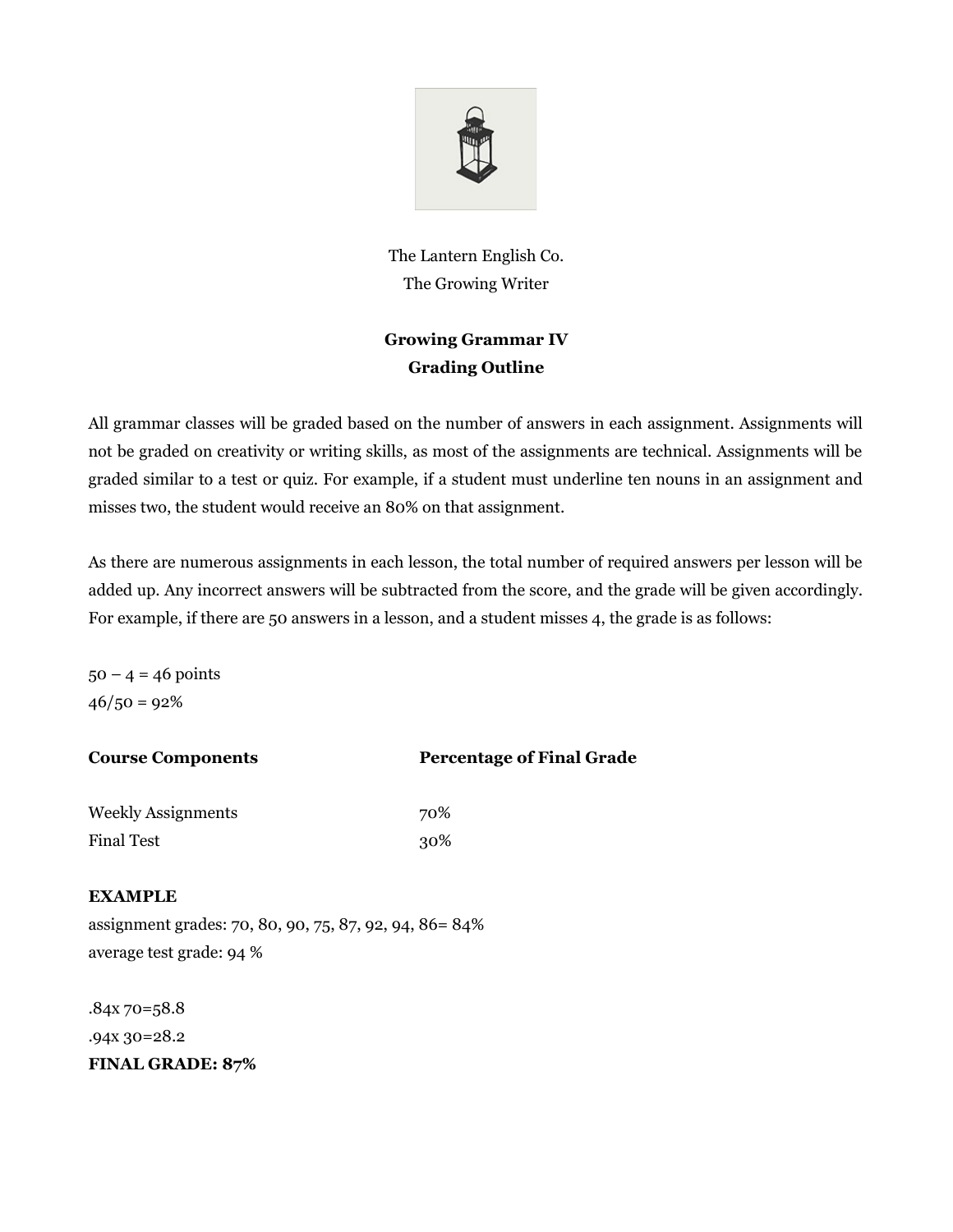The Lantern English Co.
The Growing Writer

**Growing Grammar IV**
**Grading Outline**

All grammar classes will be graded based on the number of answers in each assignment. Assignments will not be graded on creativity or writing skills, as most of the assignments are technical. Assignments will be graded similar to a test or quiz. For example, if a student must underline ten nouns in an assignment and misses two, the student would receive an 80% on that assignment.

As there are numerous assignments in each lesson, the total number of required answers per lesson will be added up. Any incorrect answers will be subtracted from the score, and the grade will be given accordingly. For example, if there are 50 answers in a lesson, and a student misses 4, the grade is as follows:

50 – 4 = 46 points
46/50 = 92%

| **Course Components** | **Percentage of Final Grade** |
| --- | --- |
| Weekly Assignments | 70% |
| Final Test | 30% |

**EXAMPLE**
assignment grades: 70, 80, 90, 75, 87, 92, 94, 86= 84%
average test grade: 94 %

.84x 70=58.8
.94x 30=28.2
**FINAL GRADE: 87%**